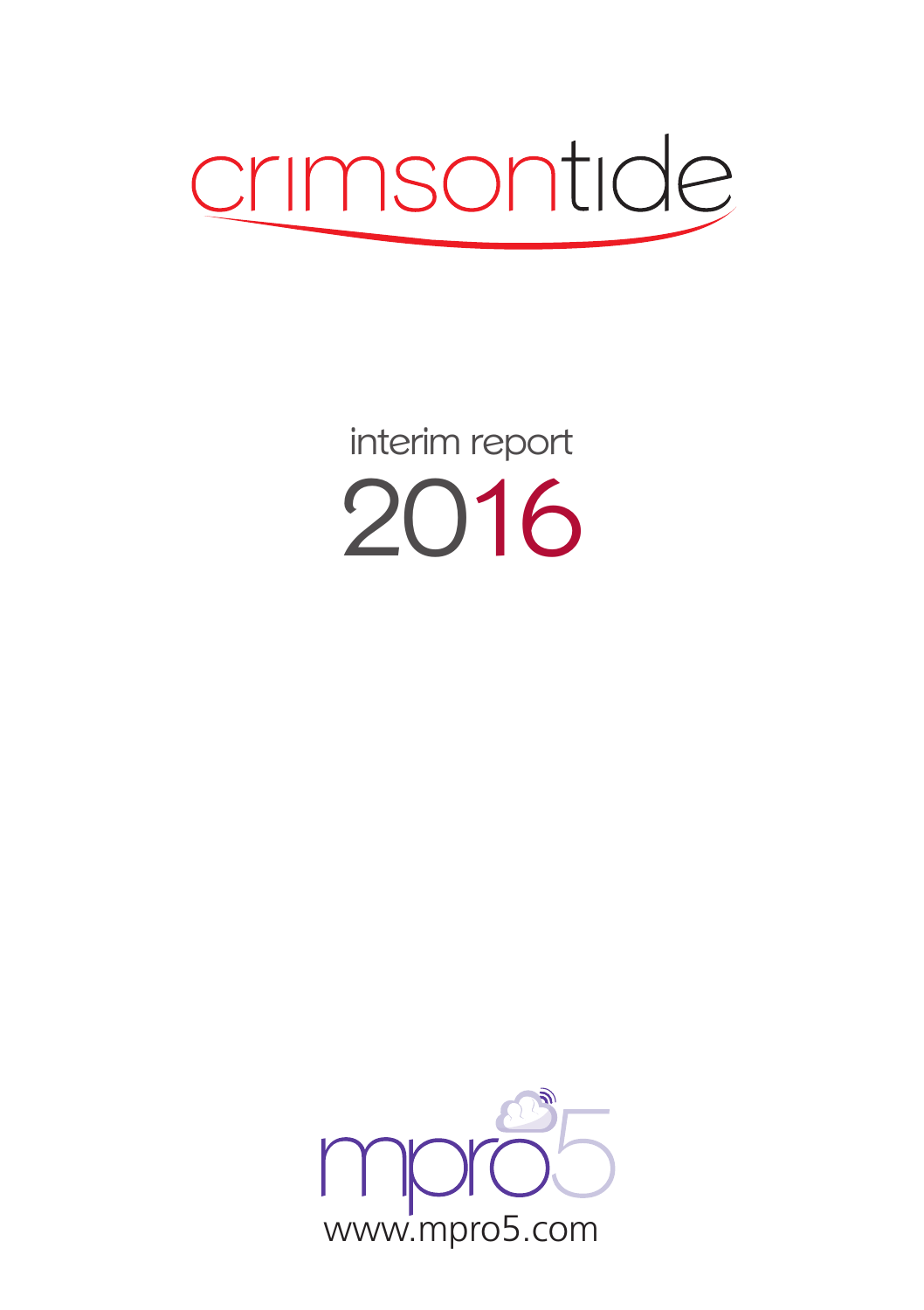# crimsontide

## interim report 2016

mpro5

www.mpro5.com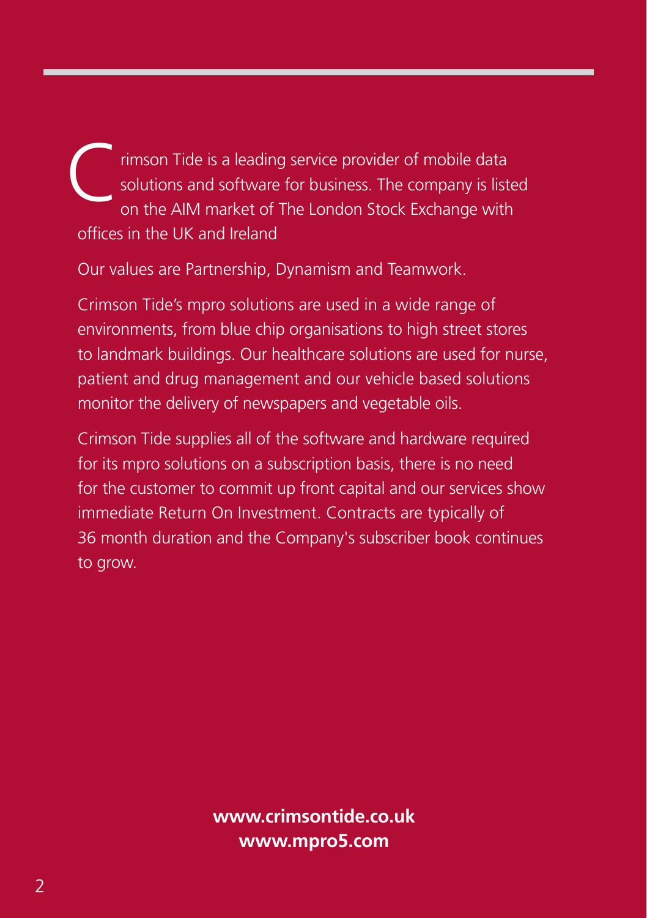Crimson Tide is a leading service provider of mobile data solutions and software for business. The company is listed on the AIM market of The London Stock Exchange with offices in the UK and Ireland

Our values are Partnership, Dynamism and Teamwork.

Crimson Tide's mpro solutions are used in a wide range of environments, from blue chip organisations to high street stores to landmark buildings. Our healthcare solutions are used for nurse, patient and drug management and our vehicle based solutions monitor the delivery of newspapers and vegetable oils.

Crimson Tide supplies all of the software and hardware required for its mpro solutions on a subscription basis, there is no need for the customer to commit up front capital and our services show immediate Return On Investment. Contracts are typically of 36 month duration and the Company's subscriber book continues to grow.

**www.crimsontide.co.uk**
**www.mpro5.com**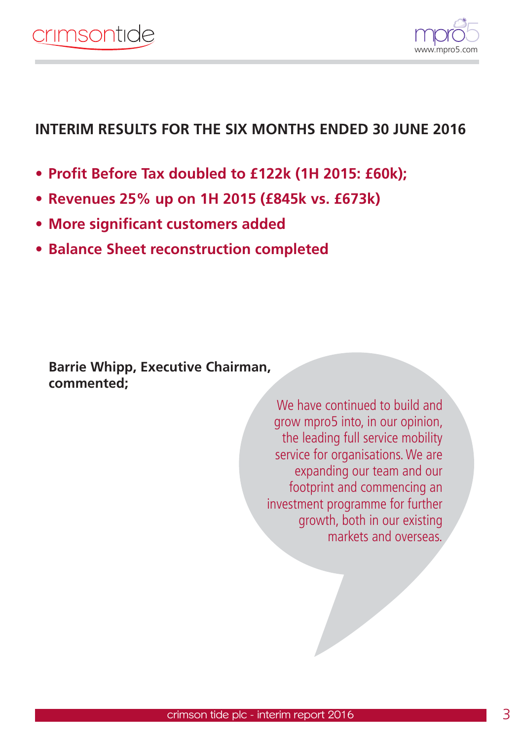## INTERIM RESULTS FOR THE SIX MONTHS ENDED 30 JUNE 2016

- **Profit Before Tax doubled to £122k (1H 2015: £60k);**
- **Revenues 25% up on 1H 2015 (£845k vs. £673k)**
- **More significant customers added**
- **Balance Sheet reconstruction completed**

**Barrie Whipp, Executive Chairman, commented;**

We have continued to build and grow mpro5 into, in our opinion, the leading full service mobility service for organisations. We are expanding our team and our footprint and commencing an investment programme for further growth, both in our existing markets and overseas.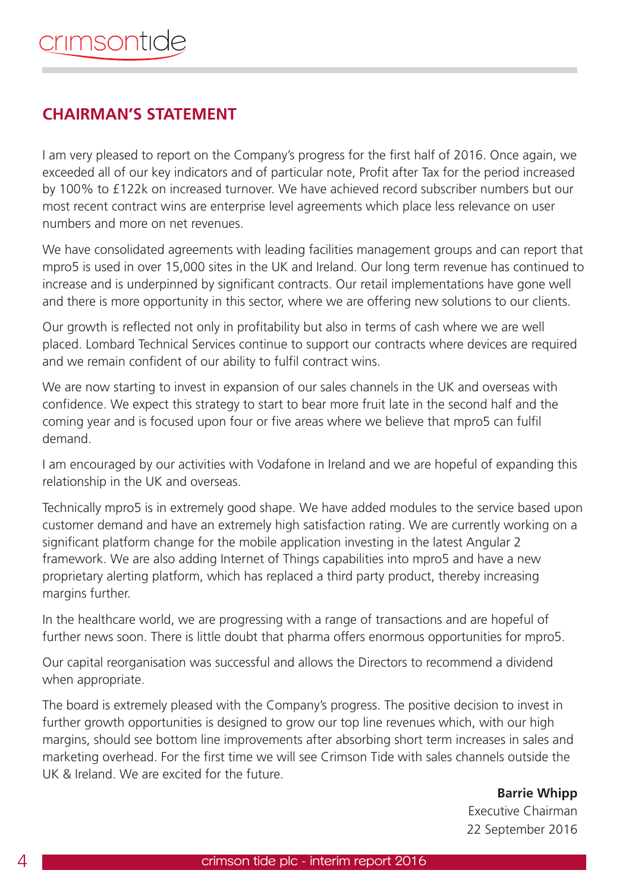## CHAIRMAN'S STATEMENT

I am very pleased to report on the Company's progress for the first half of 2016. Once again, we exceeded all of our key indicators and of particular note, Profit after Tax for the period increased by 100% to £122k on increased turnover. We have achieved record subscriber numbers but our most recent contract wins are enterprise level agreements which place less relevance on user numbers and more on net revenues.

We have consolidated agreements with leading facilities management groups and can report that mpro5 is used in over 15,000 sites in the UK and Ireland. Our long term revenue has continued to increase and is underpinned by significant contracts. Our retail implementations have gone well and there is more opportunity in this sector, where we are offering new solutions to our clients.

Our growth is reflected not only in profitability but also in terms of cash where we are well placed. Lombard Technical Services continue to support our contracts where devices are required and we remain confident of our ability to fulfil contract wins.

We are now starting to invest in expansion of our sales channels in the UK and overseas with confidence. We expect this strategy to start to bear more fruit late in the second half and the coming year and is focused upon four or five areas where we believe that mpro5 can fulfil demand.

I am encouraged by our activities with Vodafone in Ireland and we are hopeful of expanding this relationship in the UK and overseas.

Technically mpro5 is in extremely good shape. We have added modules to the service based upon customer demand and have an extremely high satisfaction rating. We are currently working on a significant platform change for the mobile application investing in the latest Angular 2 framework. We are also adding Internet of Things capabilities into mpro5 and have a new proprietary alerting platform, which has replaced a third party product, thereby increasing margins further.

In the healthcare world, we are progressing with a range of transactions and are hopeful of further news soon. There is little doubt that pharma offers enormous opportunities for mpro5.

Our capital reorganisation was successful and allows the Directors to recommend a dividend when appropriate.

The board is extremely pleased with the Company's progress. The positive decision to invest in further growth opportunities is designed to grow our top line revenues which, with our high margins, should see bottom line improvements after absorbing short term increases in sales and marketing overhead. For the first time we will see Crimson Tide with sales channels outside the UK & Ireland. We are excited for the future.

**Barrie Whipp**
Executive Chairman
22 September 2016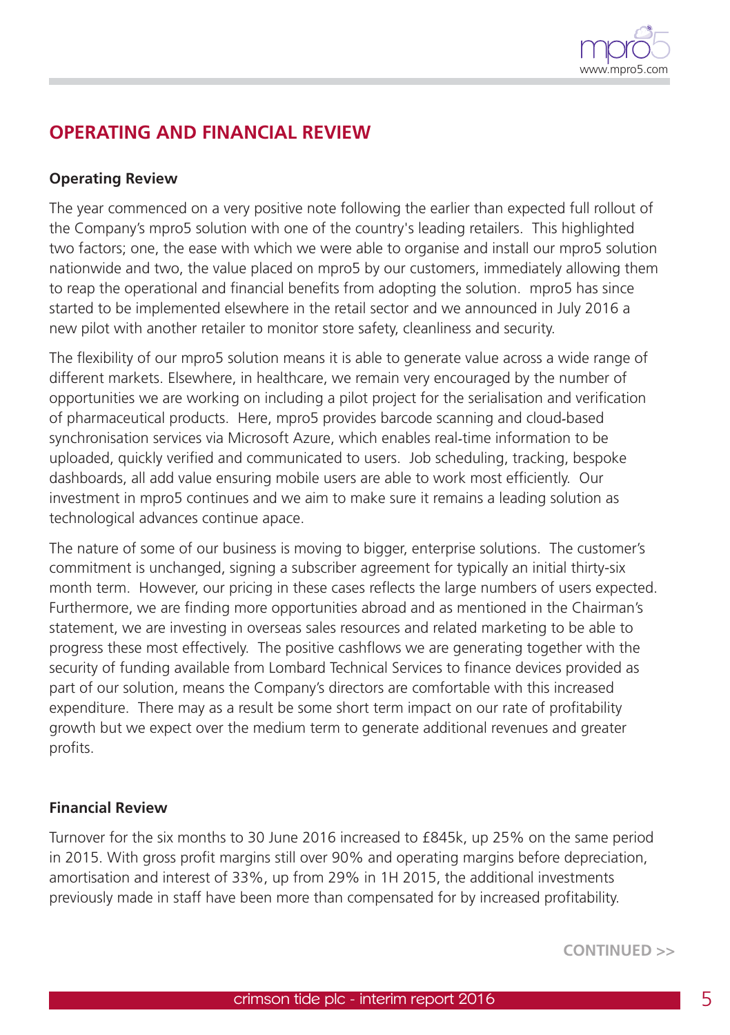## OPERATING AND FINANCIAL REVIEW

### Operating Review

The year commenced on a very positive note following the earlier than expected full rollout of the Company's mpro5 solution with one of the country's leading retailers. This highlighted two factors; one, the ease with which we were able to organise and install our mpro5 solution nationwide and two, the value placed on mpro5 by our customers, immediately allowing them to reap the operational and financial benefits from adopting the solution. mpro5 has since started to be implemented elsewhere in the retail sector and we announced in July 2016 a new pilot with another retailer to monitor store safety, cleanliness and security.

The flexibility of our mpro5 solution means it is able to generate value across a wide range of different markets. Elsewhere, in healthcare, we remain very encouraged by the number of opportunities we are working on including a pilot project for the serialisation and verification of pharmaceutical products. Here, mpro5 provides barcode scanning and cloud-based synchronisation services via Microsoft Azure, which enables real-time information to be uploaded, quickly verified and communicated to users. Job scheduling, tracking, bespoke dashboards, all add value ensuring mobile users are able to work most efficiently. Our investment in mpro5 continues and we aim to make sure it remains a leading solution as technological advances continue apace.

The nature of some of our business is moving to bigger, enterprise solutions. The customer's commitment is unchanged, signing a subscriber agreement for typically an initial thirty-six month term. However, our pricing in these cases reflects the large numbers of users expected. Furthermore, we are finding more opportunities abroad and as mentioned in the Chairman's statement, we are investing in overseas sales resources and related marketing to be able to progress these most effectively. The positive cashflows we are generating together with the security of funding available from Lombard Technical Services to finance devices provided as part of our solution, means the Company's directors are comfortable with this increased expenditure. There may as a result be some short term impact on our rate of profitability growth but we expect over the medium term to generate additional revenues and greater profits.

### Financial Review

Turnover for the six months to 30 June 2016 increased to £845k, up 25% on the same period in 2015. With gross profit margins still over 90% and operating margins before depreciation, amortisation and interest of 33%, up from 29% in 1H 2015, the additional investments previously made in staff have been more than compensated for by increased profitability.

CONTINUED >>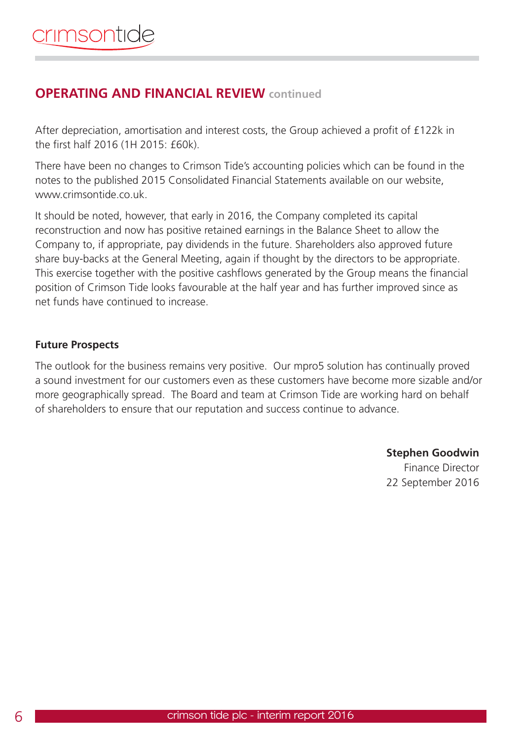## OPERATING AND FINANCIAL REVIEW continued

After depreciation, amortisation and interest costs, the Group achieved a profit of £122k in the first half 2016 (1H 2015: £60k).

There have been no changes to Crimson Tide's accounting policies which can be found in the notes to the published 2015 Consolidated Financial Statements available on our website, www.crimsontide.co.uk.

It should be noted, however, that early in 2016, the Company completed its capital reconstruction and now has positive retained earnings in the Balance Sheet to allow the Company to, if appropriate, pay dividends in the future. Shareholders also approved future share buy-backs at the General Meeting, again if thought by the directors to be appropriate. This exercise together with the positive cashflows generated by the Group means the financial position of Crimson Tide looks favourable at the half year and has further improved since as net funds have continued to increase.

**Future Prospects**

The outlook for the business remains very positive. Our mpro5 solution has continually proved a sound investment for our customers even as these customers have become more sizable and/or more geographically spread. The Board and team at Crimson Tide are working hard on behalf of shareholders to ensure that our reputation and success continue to advance.

**Stephen Goodwin**
Finance Director
22 September 2016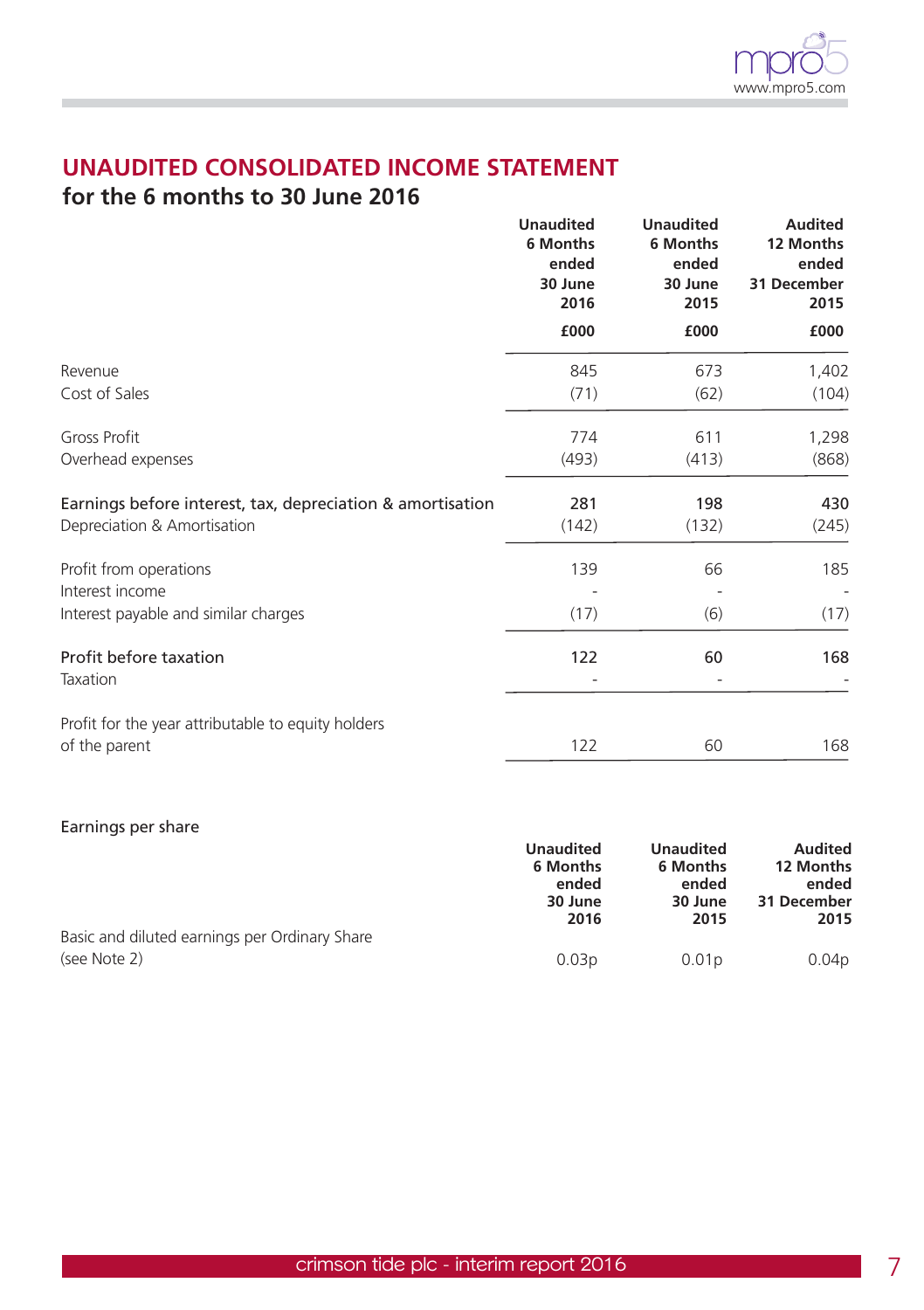# UNAUDITED CONSOLIDATED INCOME STATEMENT

## for the 6 months to 30 June 2016

| | Unaudited 6 Months ended 30 June 2016 | Unaudited 6 Months ended 30 June 2015 | Audited 12 Months ended 31 December 2015 |
|---|---|---|---|
| | £000 | £000 | £000 |
| Revenue | 845 | 673 | 1,402 |
| Cost of Sales | (71) | (62) | (104) |
| Gross Profit | 774 | 611 | 1,298 |
| Overhead expenses | (493) | (413) | (868) |
| **Earnings before interest, tax, depreciation & amortisation** | **281** | **198** | **430** |
| Depreciation & Amortisation | (142) | (132) | (245) |
| Profit from operations | 139 | 66 | 185 |
| Interest income | - | - | - |
| Interest payable and similar charges | (17) | (6) | (17) |
| **Profit before taxation** | **122** | **60** | **168** |
| Taxation | - | - | - |
| Profit for the year attributable to equity holders of the parent | 122 | 60 | 168 |

Earnings per share

| | Unaudited 6 Months ended 30 June 2016 | Unaudited 6 Months ended 30 June 2015 | Audited 12 Months ended 31 December 2015 |
|---|---|---|---|
| Basic and diluted earnings per Ordinary Share (see Note 2) | 0.03p | 0.01p | 0.04p |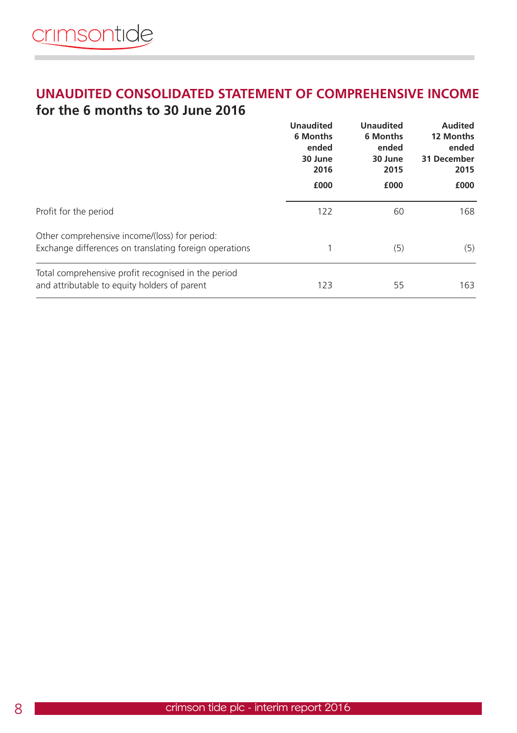## UNAUDITED CONSOLIDATED STATEMENT OF COMPREHENSIVE INCOME

**for the 6 months to 30 June 2016**

| | Unaudited 6 Months ended 30 June 2016 £000 | Unaudited 6 Months ended 30 June 2015 £000 | Audited 12 Months ended 31 December 2015 £000 |
|---|---|---|---|
| Profit for the period | 122 | 60 | 168 |
| Other comprehensive income/(loss) for period: | | | |
| Exchange differences on translating foreign operations | 1 | (5) | (5) |
| Total comprehensive profit recognised in the period and attributable to equity holders of parent | 123 | 55 | 163 |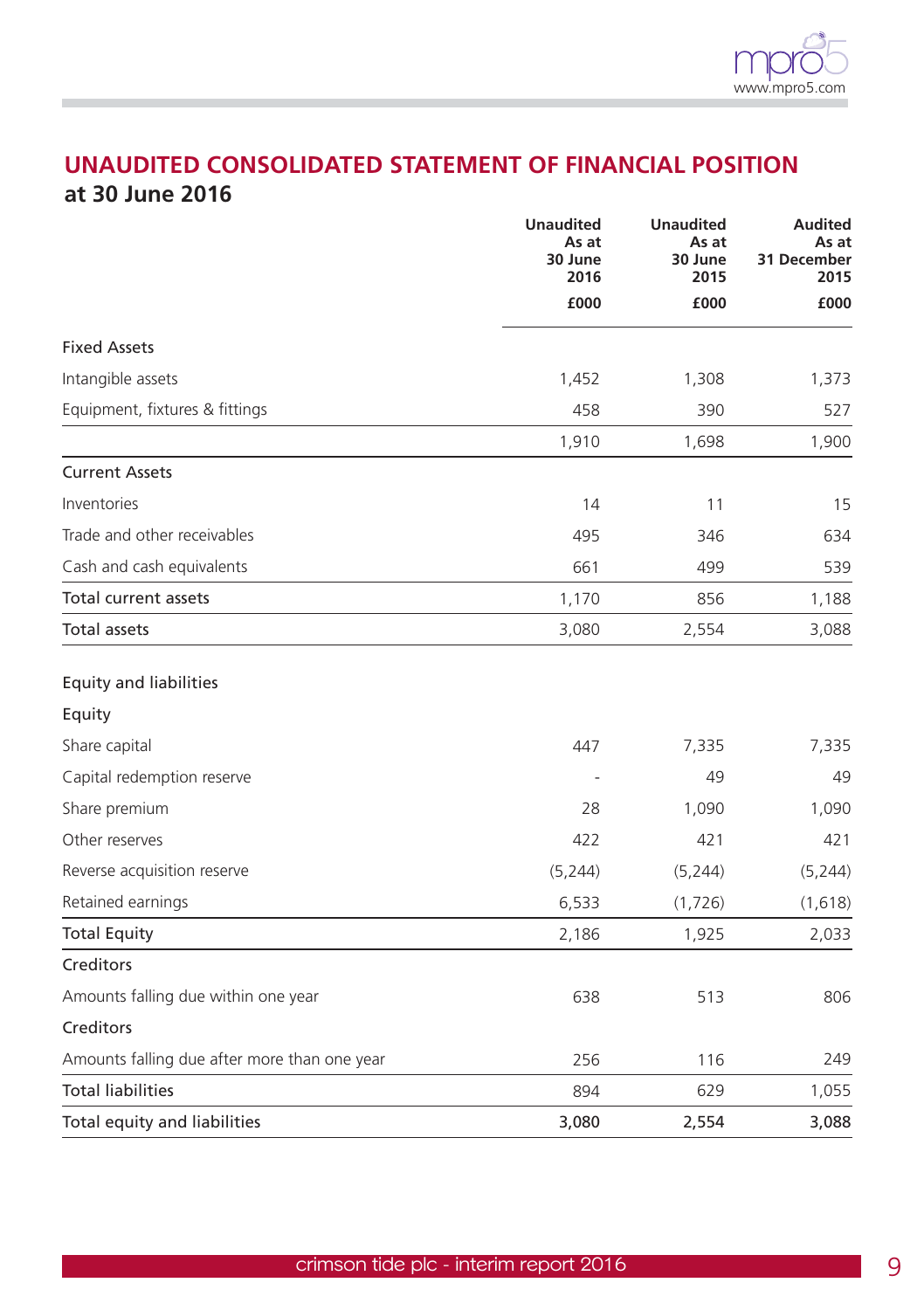# UNAUDITED CONSOLIDATED STATEMENT OF FINANCIAL POSITION

**at 30 June 2016**

| | Unaudited As at 30 June 2016 £000 | Unaudited As at 30 June 2015 £000 | Audited As at 31 December 2015 £000 |
|---|---|---|---|
| Fixed Assets | | | |
| Intangible assets | 1,452 | 1,308 | 1,373 |
| Equipment, fixtures & fittings | 458 | 390 | 527 |
| | 1,910 | 1,698 | 1,900 |
| Current Assets | | | |
| Inventories | 14 | 11 | 15 |
| Trade and other receivables | 495 | 346 | 634 |
| Cash and cash equivalents | 661 | 499 | 539 |
| Total current assets | 1,170 | 856 | 1,188 |
| Total assets | 3,080 | 2,554 | 3,088 |
| | | | |
| Equity and liabilities | | | |
| Equity | | | |
| Share capital | 447 | 7,335 | 7,335 |
| Capital redemption reserve | - | 49 | 49 |
| Share premium | 28 | 1,090 | 1,090 |
| Other reserves | 422 | 421 | 421 |
| Reverse acquisition reserve | (5,244) | (5,244) | (5,244) |
| Retained earnings | 6,533 | (1,726) | (1,618) |
| Total Equity | 2,186 | 1,925 | 2,033 |
| Creditors | | | |
| Amounts falling due within one year | 638 | 513 | 806 |
| Creditors | | | |
| Amounts falling due after more than one year | 256 | 116 | 249 |
| Total liabilities | 894 | 629 | 1,055 |
| **Total equity and liabilities** | **3,080** | **2,554** | **3,088** |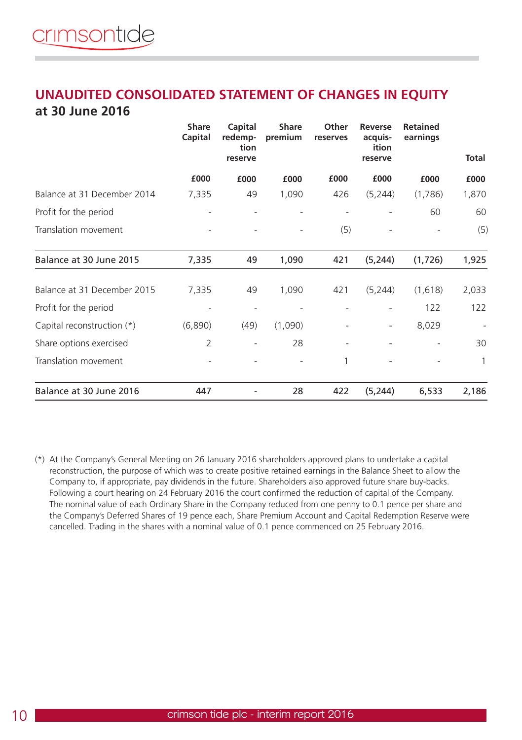# UNAUDITED CONSOLIDATED STATEMENT OF CHANGES IN EQUITY
## at 30 June 2016

| | Share Capital | Capital redemption reserve | Share premium | Other reserves | Reverse acquisition reserve | Retained earnings | Total |
|---|---|---|---|---|---|---|---|
| | £000 | £000 | £000 | £000 | £000 | £000 | £000 |
| Balance at 31 December 2014 | 7,335 | 49 | 1,090 | 426 | (5,244) | (1,786) | 1,870 |
| Profit for the period | - | - | - | - | - | 60 | 60 |
| Translation movement | - | - | - | (5) | - | - | (5) |
| **Balance at 30 June 2015** | **7,335** | **49** | **1,090** | **421** | **(5,244)** | **(1,726)** | **1,925** |
| Balance at 31 December 2015 | 7,335 | 49 | 1,090 | 421 | (5,244) | (1,618) | 2,033 |
| Profit for the period | - | - | - | - | - | 122 | 122 |
| Capital reconstruction (*) | (6,890) | (49) | (1,090) | - | - | 8,029 | - |
| Share options exercised | 2 | - | 28 | - | - | - | 30 |
| Translation movement | - | - | - | 1 | - | - | 1 |
| **Balance at 30 June 2016** | **447** | **-** | **28** | **422** | **(5,244)** | **6,533** | **2,186** |

(*) At the Company's General Meeting on 26 January 2016 shareholders approved plans to undertake a capital reconstruction, the purpose of which was to create positive retained earnings in the Balance Sheet to allow the Company to, if appropriate, pay dividends in the future. Shareholders also approved future share buy-backs. Following a court hearing on 24 February 2016 the court confirmed the reduction of capital of the Company. The nominal value of each Ordinary Share in the Company reduced from one penny to 0.1 pence per share and the Company's Deferred Shares of 19 pence each, Share Premium Account and Capital Redemption Reserve were cancelled. Trading in the shares with a nominal value of 0.1 pence commenced on 25 February 2016.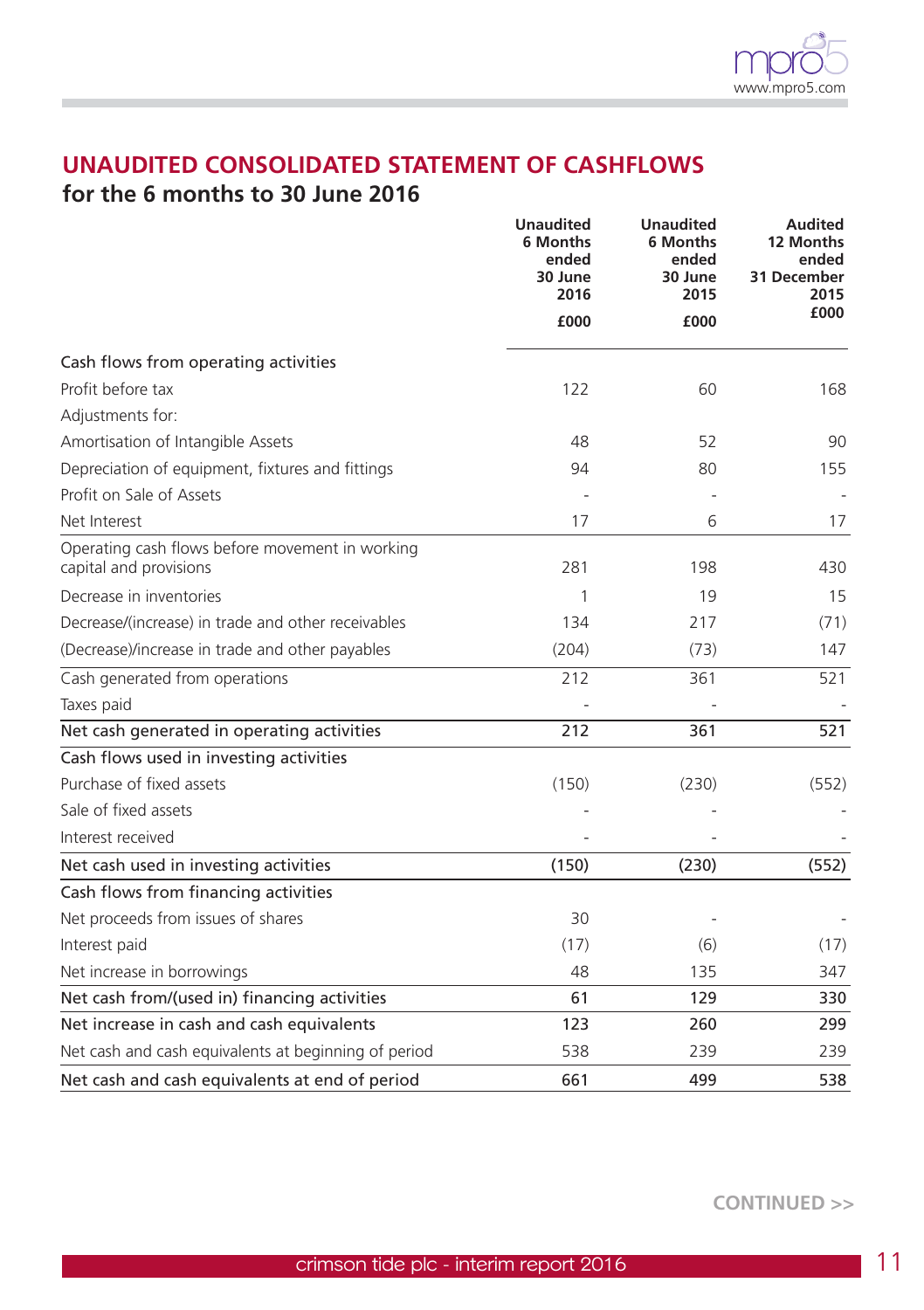# UNAUDITED CONSOLIDATED STATEMENT OF CASHFLOWS

## for the 6 months to 30 June 2016

| | Unaudited 6 Months ended 30 June 2016 £000 | Unaudited 6 Months ended 30 June 2015 £000 | Audited 12 Months ended 31 December 2015 £000 |
|---|---|---|---|
| Cash flows from operating activities | | | |
| Profit before tax | 122 | 60 | 168 |
| Adjustments for: | | | |
| Amortisation of Intangible Assets | 48 | 52 | 90 |
| Depreciation of equipment, fixtures and fittings | 94 | 80 | 155 |
| Profit on Sale of Assets | - | - | - |
| Net Interest | 17 | 6 | 17 |
| Operating cash flows before movement in working capital and provisions | 281 | 198 | 430 |
| Decrease in inventories | 1 | 19 | 15 |
| Decrease/(increase) in trade and other receivables | 134 | 217 | (71) |
| (Decrease)/increase in trade and other payables | (204) | (73) | 147 |
| Cash generated from operations | 212 | 361 | 521 |
| Taxes paid | - | - | - |
| **Net cash generated in operating activities** | **212** | **361** | **521** |
| Cash flows used in investing activities | | | |
| Purchase of fixed assets | (150) | (230) | (552) |
| Sale of fixed assets | - | - | - |
| Interest received | - | - | - |
| **Net cash used in investing activities** | **(150)** | **(230)** | **(552)** |
| Cash flows from financing activities | | | |
| Net proceeds from issues of shares | 30 | - | - |
| Interest paid | (17) | (6) | (17) |
| Net increase in borrowings | 48 | 135 | 347 |
| **Net cash from/(used in) financing activities** | **61** | **129** | **330** |
| **Net increase in cash and cash equivalents** | **123** | **260** | **299** |
| Net cash and cash equivalents at beginning of period | 538 | 239 | 239 |
| **Net cash and cash equivalents at end of period** | **661** | **499** | **538** |

CONTINUED >>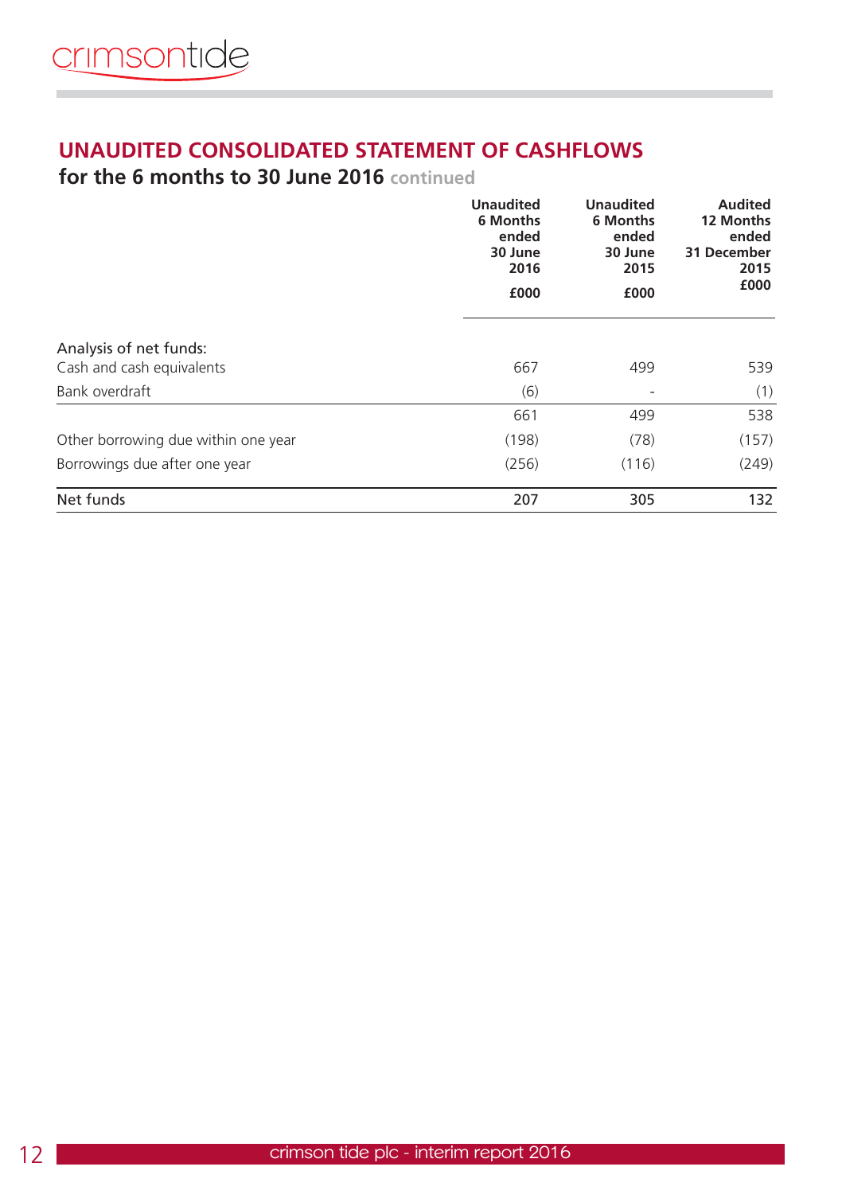## UNAUDITED CONSOLIDATED STATEMENT OF CASHFLOWS

**for the 6 months to 30 June 2016** continued

| | Unaudited 6 Months ended 30 June 2016 £000 | Unaudited 6 Months ended 30 June 2015 £000 | Audited 12 Months ended 31 December 2015 £000 |
|---|---|---|---|
| Analysis of net funds: | | | |
| Cash and cash equivalents | 667 | 499 | 539 |
| Bank overdraft | (6) | - | (1) |
| | 661 | 499 | 538 |
| Other borrowing due within one year | (198) | (78) | (157) |
| Borrowings due after one year | (256) | (116) | (249) |
| Net funds | 207 | 305 | 132 |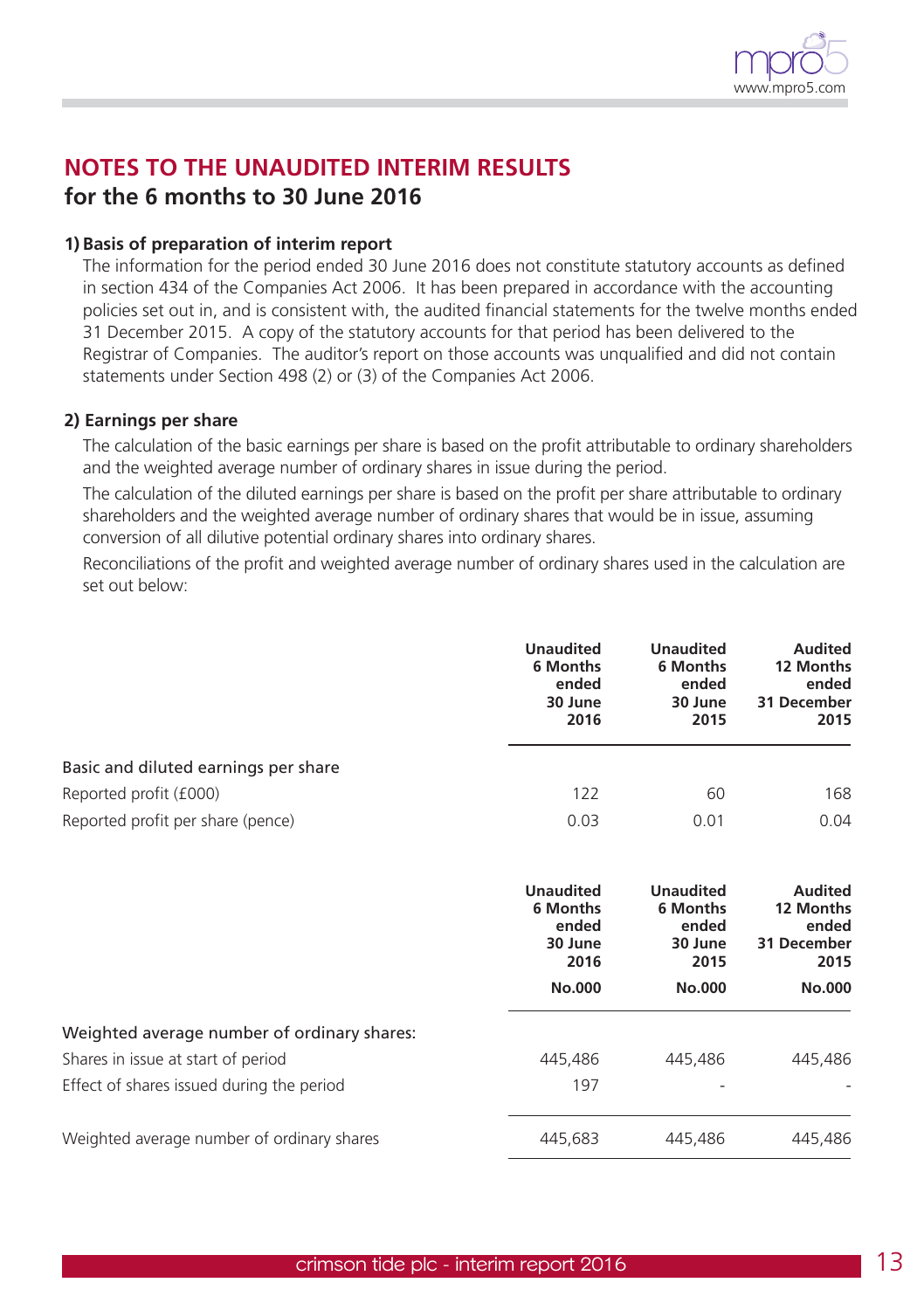# NOTES TO THE UNAUDITED INTERIM RESULTS
## for the 6 months to 30 June 2016

### 1) Basis of preparation of interim report

The information for the period ended 30 June 2016 does not constitute statutory accounts as defined in section 434 of the Companies Act 2006. It has been prepared in accordance with the accounting policies set out in, and is consistent with, the audited financial statements for the twelve months ended 31 December 2015. A copy of the statutory accounts for that period has been delivered to the Registrar of Companies. The auditor's report on those accounts was unqualified and did not contain statements under Section 498 (2) or (3) of the Companies Act 2006.

### 2) Earnings per share

The calculation of the basic earnings per share is based on the profit attributable to ordinary shareholders and the weighted average number of ordinary shares in issue during the period.

The calculation of the diluted earnings per share is based on the profit per share attributable to ordinary shareholders and the weighted average number of ordinary shares that would be in issue, assuming conversion of all dilutive potential ordinary shares into ordinary shares.

Reconciliations of the profit and weighted average number of ordinary shares used in the calculation are set out below:

| | Unaudited 6 Months ended 30 June 2016 | Unaudited 6 Months ended 30 June 2015 | Audited 12 Months ended 31 December 2015 |
|---|---|---|---|
| Basic and diluted earnings per share | | | |
| Reported profit (£000) | 122 | 60 | 168 |
| Reported profit per share (pence) | 0.03 | 0.01 | 0.04 |

| | Unaudited 6 Months ended 30 June 2016 No.000 | Unaudited 6 Months ended 30 June 2015 No.000 | Audited 12 Months ended 31 December 2015 No.000 |
|---|---|---|---|
| Weighted average number of ordinary shares: | | | |
| Shares in issue at start of period | 445,486 | 445,486 | 445,486 |
| Effect of shares issued during the period | 197 | - | - |
| Weighted average number of ordinary shares | 445,683 | 445,486 | 445,486 |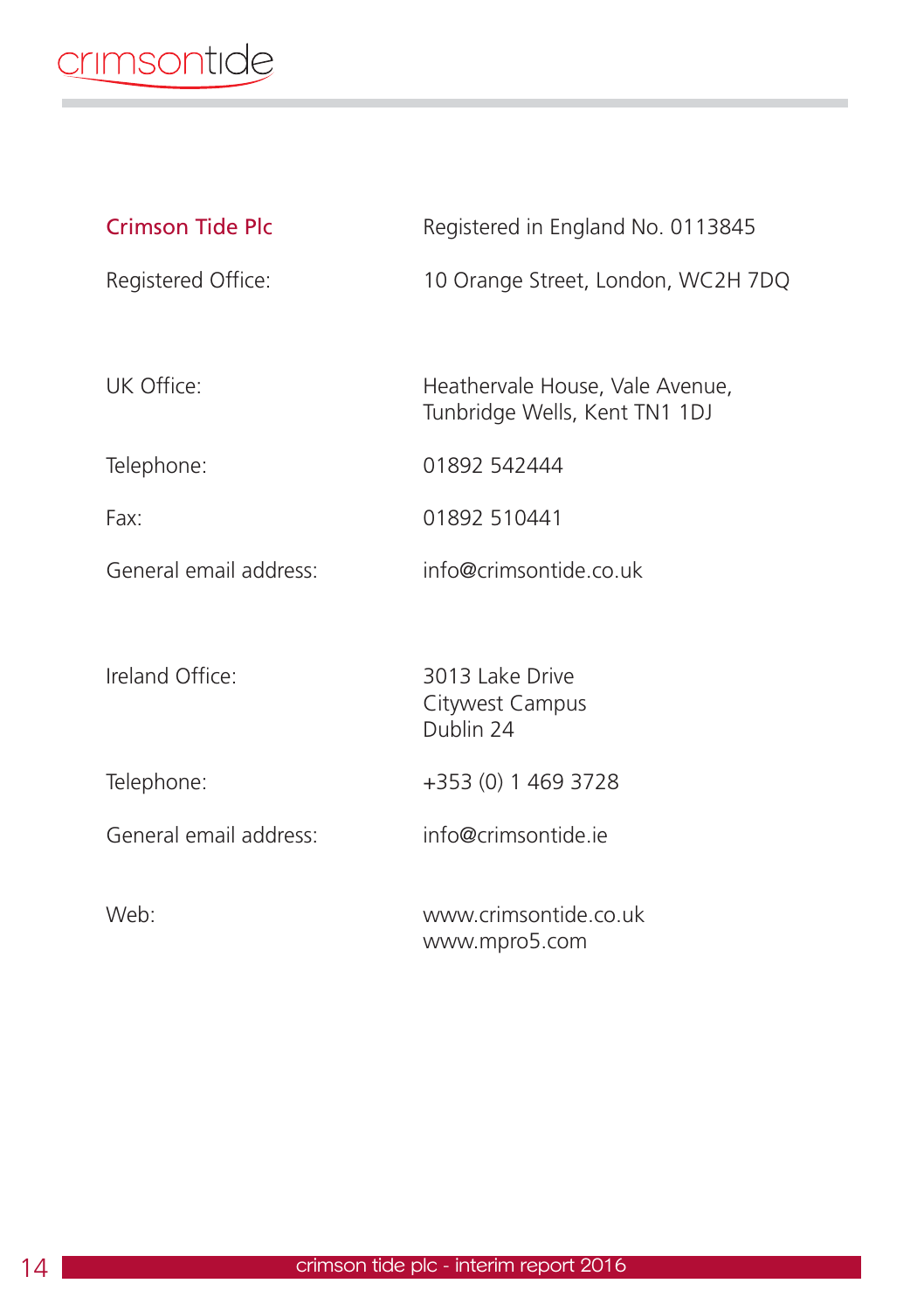**Crimson Tide Plc** Registered in England No. 0113845

Registered Office: 10 Orange Street, London, WC2H 7DQ

UK Office: Heathervale House, Vale Avenue, Tunbridge Wells, Kent TN1 1DJ

Telephone: 01892 542444

Fax: 01892 510441

General email address: info@crimsontide.co.uk

Ireland Office: 3013 Lake Drive
Citywest Campus
Dublin 24

Telephone: +353 (0) 1 469 3728

General email address: info@crimsontide.ie

Web: www.crimsontide.co.uk
www.mpro5.com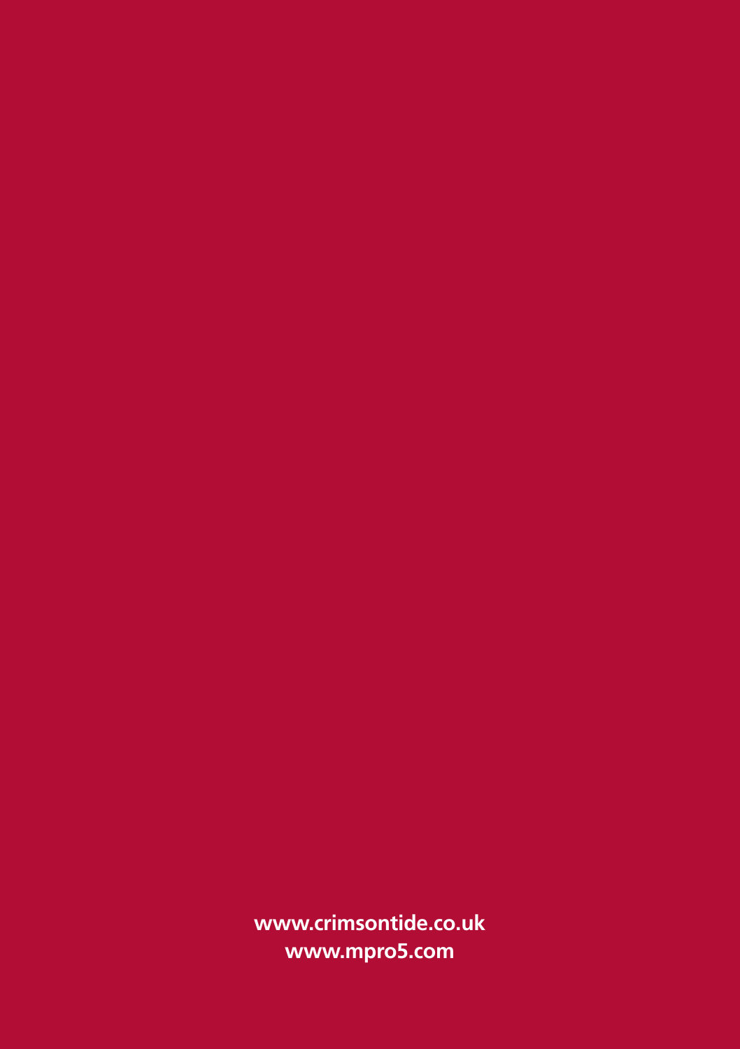**www.crimsontide.co.uk**
**www.mpro5.com**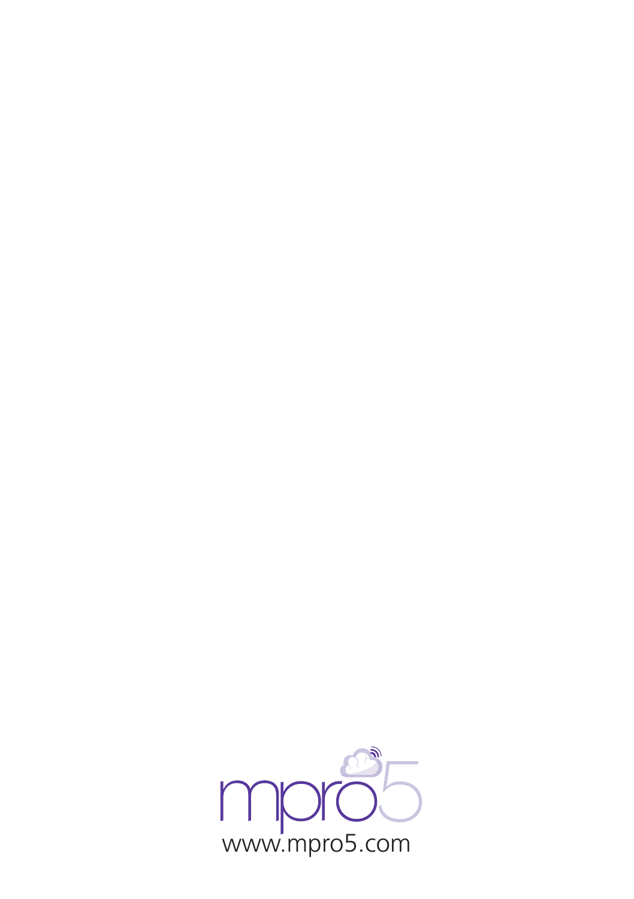mpro5

www.mpro5.com